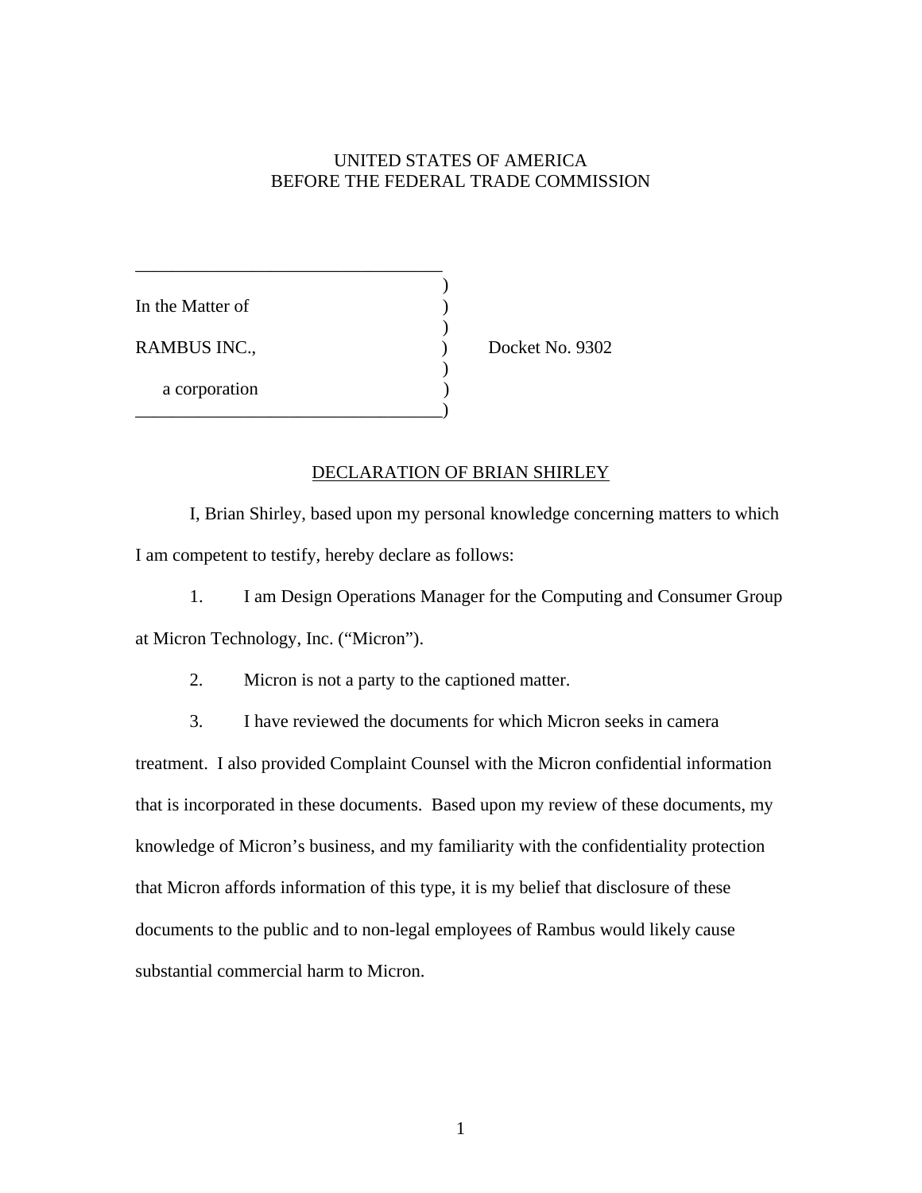UNITED STATES OF AMERICA
BEFORE THE FEDERAL TRADE COMMISSION

| | | |
|---|---|---|
| In the Matter of | ) | |
| RAMBUS INC., | ) | Docket No. 9302 |
| a corporation | ) | |

## DECLARATION OF BRIAN SHIRLEY

I, Brian Shirley, based upon my personal knowledge concerning matters to which I am competent to testify, hereby declare as follows:

1. I am Design Operations Manager for the Computing and Consumer Group at Micron Technology, Inc. ("Micron").

2. Micron is not a party to the captioned matter.

3. I have reviewed the documents for which Micron seeks in camera treatment. I also provided Complaint Counsel with the Micron confidential information that is incorporated in these documents. Based upon my review of these documents, my knowledge of Micron's business, and my familiarity with the confidentiality protection that Micron affords information of this type, it is my belief that disclosure of these documents to the public and to non-legal employees of Rambus would likely cause substantial commercial harm to Micron.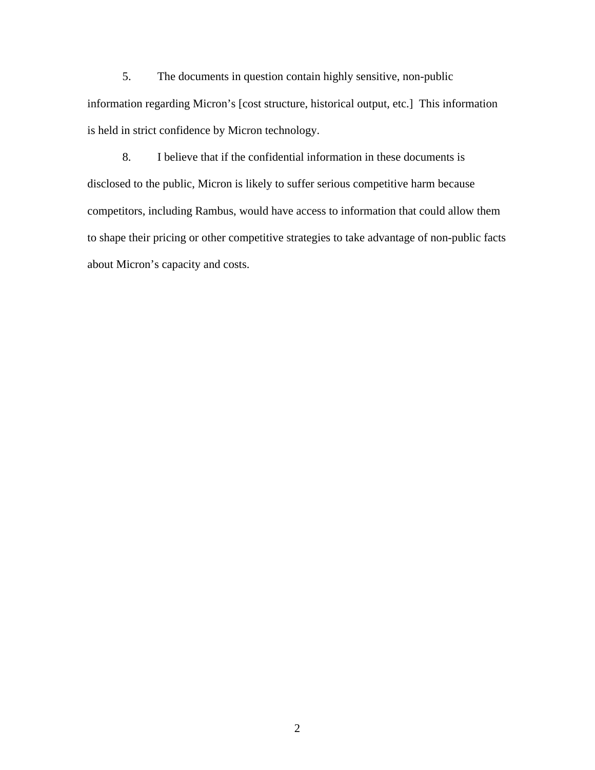5. The documents in question contain highly sensitive, non-public information regarding Micron's [cost structure, historical output, etc.] This information is held in strict confidence by Micron technology.

8. I believe that if the confidential information in these documents is disclosed to the public, Micron is likely to suffer serious competitive harm because competitors, including Rambus, would have access to information that could allow them to shape their pricing or other competitive strategies to take advantage of non-public facts about Micron's capacity and costs.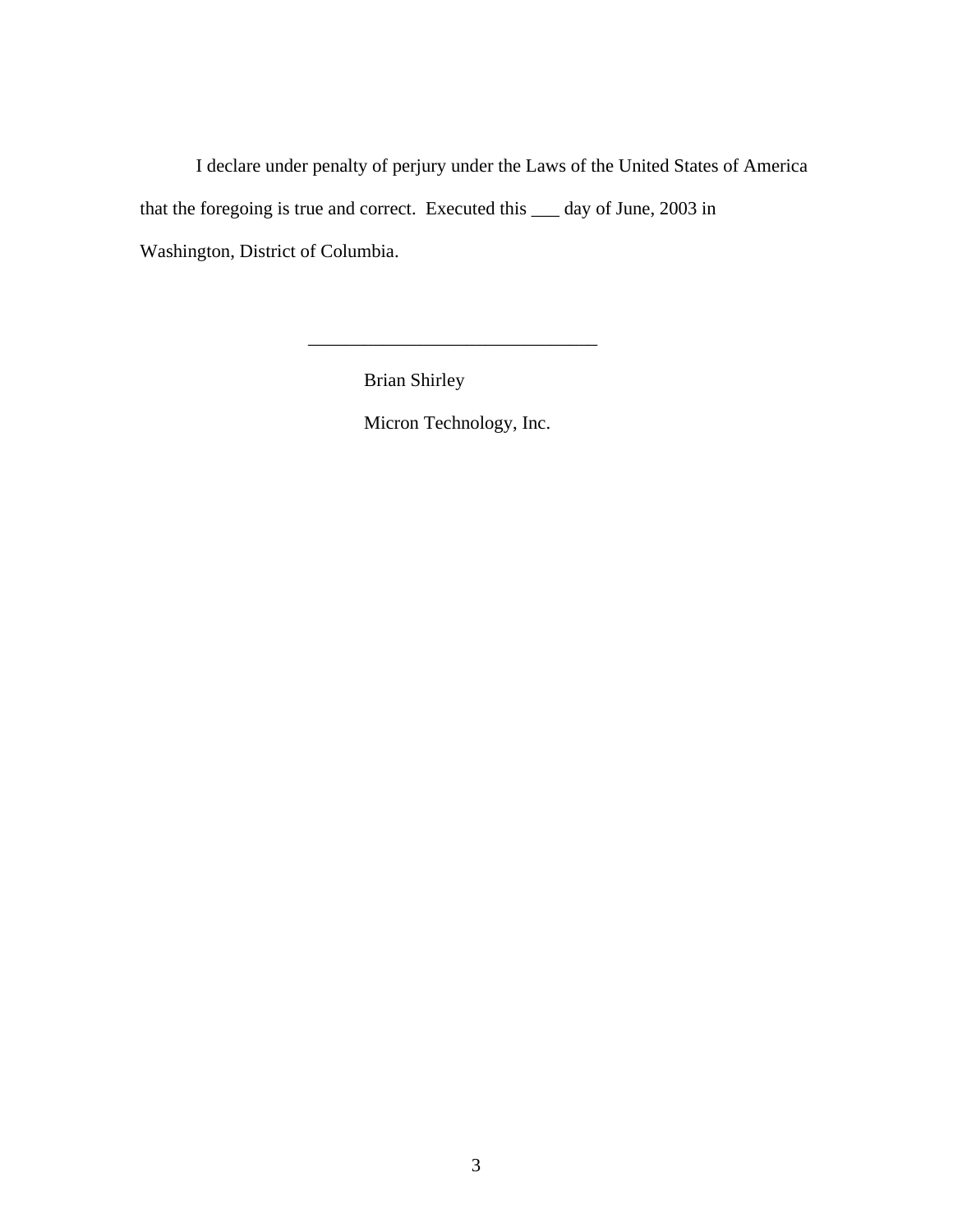I declare under penalty of perjury under the Laws of the United States of America that the foregoing is true and correct. Executed this ___ day of June, 2003 in Washington, District of Columbia.

_______________________________

Brian Shirley

Micron Technology, Inc.